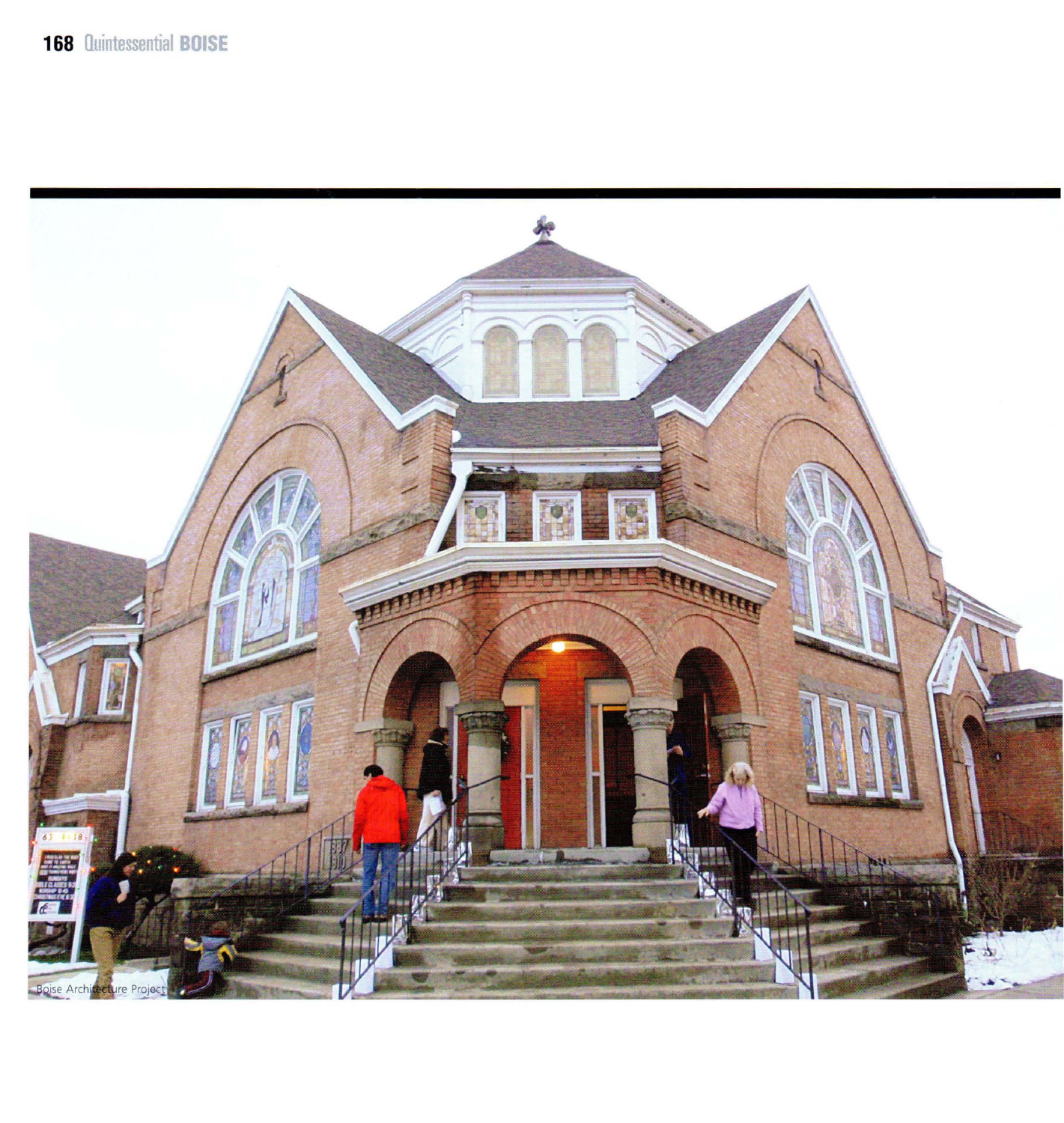Boise Architecture Project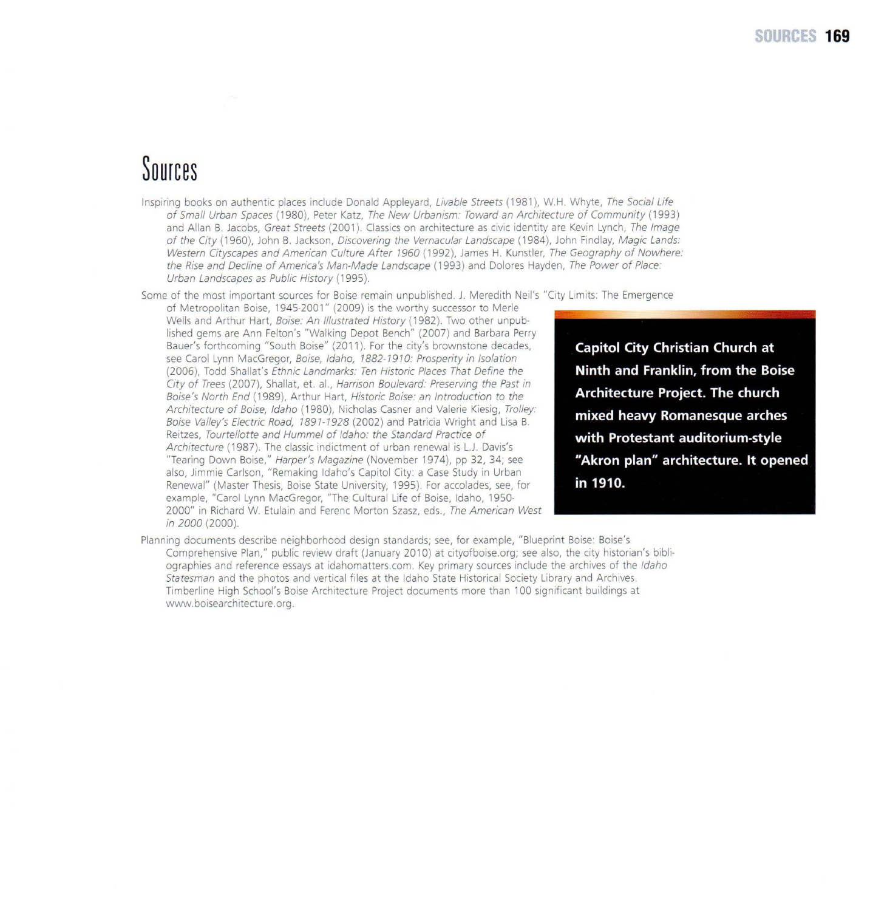# Sources

Inspiring books on authentic places include Donald Appleyard, *Livable Streets* (1981), W.H. Whyte, *The Social Life of Small Urban Spaces* (1980), Peter Katz, *The New Urbanism: Toward an Architecture of Community* (1993) and Allan B. Jacobs, *Great Streets* (2001). Classics on architecture as civic identity are Kevin Lynch, *The Image of the City* (1960), John B. Jackson, *Discovering the Vernacular Landscape* (1984), John Findlay, *Magic Lands: Western Cityscapes and American Culture After 1960* (1992), James H. Kunstler, *The Geography of Nowhere: the Rise and Decline of America's Man-Made Landscape* (1993) and Dolores Hayden, *The Power of Place: Urban Landscapes as Public History* (1995).

Some of the most important sources for Boise remain unpublished. J. Meredith Neil's "City Limits: The Emergence of Metropolitan Boise, 1945-2001" (2009) is the worthy successor to Merle Wells and Arthur Hart, *Boise: An Illustrated History* (1982). Two other unpublished gems are Ann Felton's "Walking Depot Bench" (2007) and Barbara Perry Bauer's forthcoming "South Boise" (2011). For the city's brownstone decades, see Carol Lynn MacGregor, *Boise, Idaho, 1882-1910: Prosperity in Isolation* (2006), Todd Shallat's *Ethnic Landmarks: Ten Historic Places That Define the City of Trees* (2007), Shallat, et. al., *Harrison Boulevard: Preserving the Past in Boise's North End* (1989), Arthur Hart, *Historic Boise: an Introduction to the Architecture of Boise, Idaho* (1980), Nicholas Casner and Valerie Kiesig, *Trolley: Boise Valley's Electric Road, 1891-1928* (2002) and Patricia Wright and Lisa B. Reitzes, *Tourtellotte and Hummel of Idaho: the Standard Practice of Architecture* (1987). The classic indictment of urban renewal is L.J. Davis's "Tearing Down Boise," *Harper's Magazine* (November 1974), pp 32, 34; see also, Jimmie Carlson, "Remaking Idaho's Capitol City: a Case Study in Urban Renewal" (Master Thesis, Boise State University, 1995). For accolades, see, for example, "Carol Lynn MacGregor, "The Cultural Life of Boise, Idaho, 1950-2000" in Richard W. Etulain and Ferenc Morton Szasz, eds., *The American West in 2000* (2000).

**Capitol City Christian Church at Ninth and Franklin, from the Boise Architecture Project. The church mixed heavy Romanesque arches with Protestant auditorium-style "Akron plan" architecture. It opened in 1910.**

Planning documents describe neighborhood design standards; see, for example, "Blueprint Boise: Boise's Comprehensive Plan," public review draft (January 2010) at cityofboise.org; see also, the city historian's bibliographies and reference essays at idahomatters.com. Key primary sources include the archives of the *Idaho Statesman* and the photos and vertical files at the Idaho State Historical Society Library and Archives. Timberline High School's Boise Architecture Project documents more than 100 significant buildings at www.boisearchitecture.org.